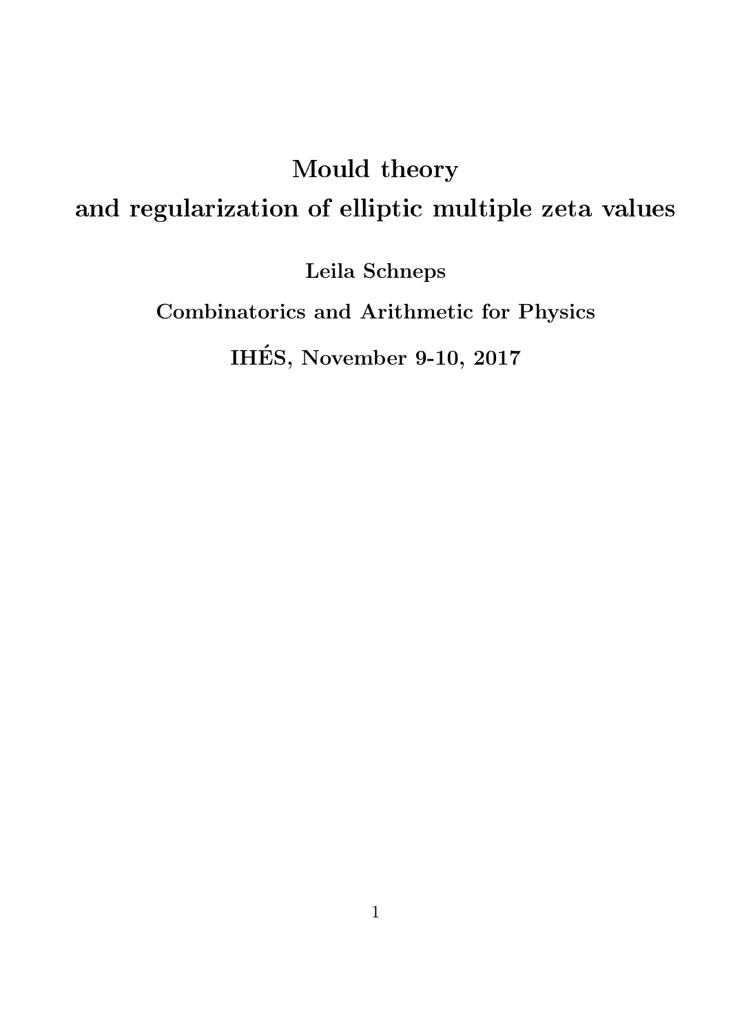# Mould theory
# and regularization of elliptic multiple zeta values

**Leila Schneps**

**Combinatorics and Arithmetic for Physics**

**IHÉS, November 9-10, 2017**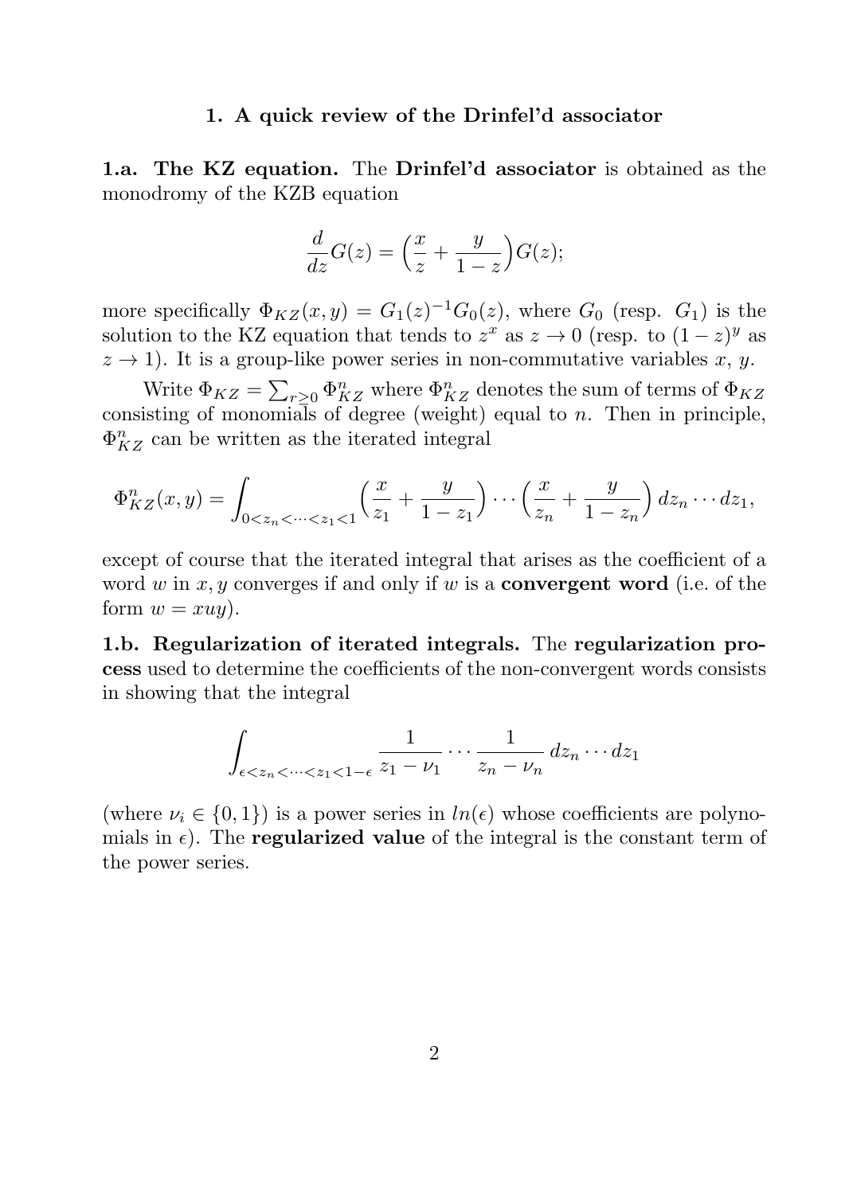## 1. A quick review of the Drinfel'd associator

**1.a. The KZ equation.** The **Drinfel'd associator** is obtained as the monodromy of the KZB equation

$$\frac{d}{dz}G(z) = \Big(\frac{x}{z} + \frac{y}{1-z}\Big)G(z);$$

more specifically $\Phi_{KZ}(x,y) = G_1(z)^{-1}G_0(z)$, where $G_0$ (resp. $G_1$) is the solution to the KZ equation that tends to $z^x$ as $z \to 0$ (resp. to $(1-z)^y$ as $z \to 1$). It is a group-like power series in non-commutative variables $x$, $y$.

Write $\Phi_{KZ} = \sum_{r\geq 0} \Phi_{KZ}^n$ where $\Phi_{KZ}^n$ denotes the sum of terms of $\Phi_{KZ}$ consisting of monomials of degree (weight) equal to $n$. Then in principle, $\Phi_{KZ}^n$ can be written as the iterated integral

$$\Phi_{KZ}^n(x,y) = \int_{0<z_n<\cdots<z_1<1} \Big(\frac{x}{z_1} + \frac{y}{1-z_1}\Big)\cdots\Big(\frac{x}{z_n} + \frac{y}{1-z_n}\Big)\,dz_n\cdots dz_1,$$

except of course that the iterated integral that arises as the coefficient of a word $w$ in $x, y$ converges if and only if $w$ is a **convergent word** (i.e. of the form $w = xuy$).

**1.b. Regularization of iterated integrals.** The **regularization process** used to determine the coefficients of the non-convergent words consists in showing that the integral

$$\int_{\epsilon<z_n<\cdots z_1<1-\epsilon} \frac{1}{z_1-\nu_1}\cdots\frac{1}{z_n-\nu_n}\,dz_n\cdots dz_1$$

(where $\nu_i \in \{0,1\}$) is a power series in $ln(\epsilon)$ whose coefficients are polynomials in $\epsilon$). The **regularized value** of the integral is the constant term of the power series.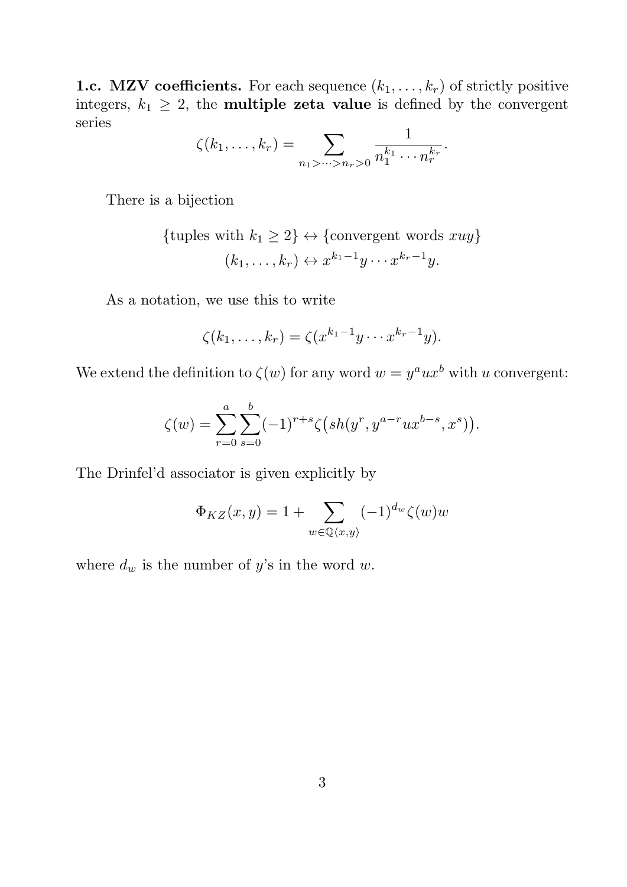**1.c. MZV coefficients.** For each sequence $(k_1, \ldots, k_r)$ of strictly positive integers, $k_1 \geq 2$, the **multiple zeta value** is defined by the convergent series

$$\zeta(k_1, \ldots, k_r) = \sum_{n_1 > \cdots > n_r > 0} \frac{1}{n_1^{k_1} \cdots n_r^{k_r}}.$$

There is a bijection

$$\{\text{tuples with } k_1 \geq 2\} \leftrightarrow \{\text{convergent words } xuy\}$$
$$(k_1, \ldots, k_r) \leftrightarrow x^{k_1 - 1} y \cdots x^{k_r - 1} y.$$

As a notation, we use this to write

$$\zeta(k_1, \ldots, k_r) = \zeta(x^{k_1 - 1} y \cdots x^{k_r - 1} y).$$

We extend the definition to $\zeta(w)$ for any word $w = y^a u x^b$ with $u$ convergent:

$$\zeta(w) = \sum_{r=0}^{a} \sum_{s=0}^{b} (-1)^{r+s} \zeta\big(sh(y^r, y^{a-r} u x^{b-s}, x^s)\big).$$

The Drinfel'd associator is given explicitly by

$$\Phi_{KZ}(x, y) = 1 + \sum_{w \in \mathbb{Q}\langle x, y \rangle} (-1)^{d_w} \zeta(w) w$$

where $d_w$ is the number of $y$'s in the word $w$.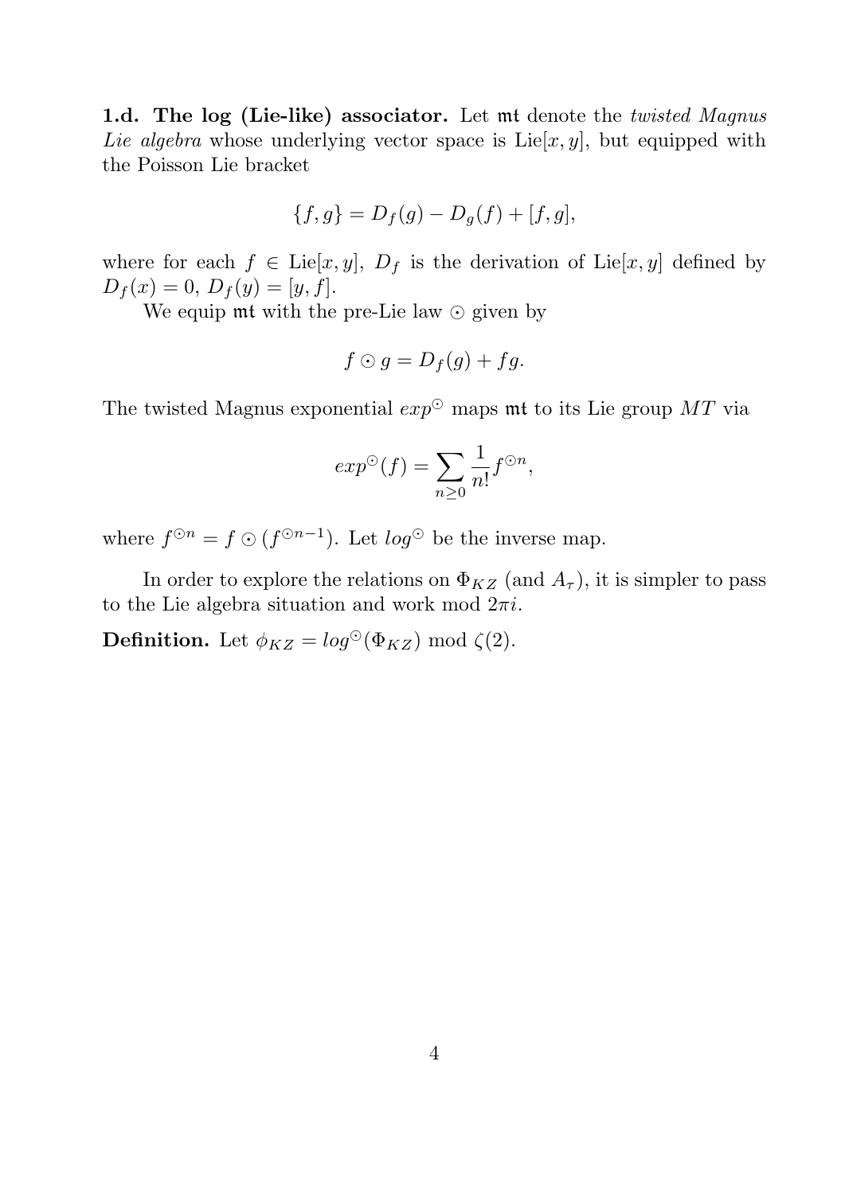**1.d. The log (Lie-like) associator.** Let $\mathfrak{mt}$ denote the *twisted Magnus Lie algebra* whose underlying vector space is $\mathrm{Lie}[x,y]$, but equipped with the Poisson Lie bracket

$$\{f,g\} = D_f(g) - D_g(f) + [f,g],$$

where for each $f \in \mathrm{Lie}[x,y]$, $D_f$ is the derivation of $\mathrm{Lie}[x,y]$ defined by $D_f(x) = 0$, $D_f(y) = [y,f]$.

We equip $\mathfrak{mt}$ with the pre-Lie law $\odot$ given by

$$f \odot g = D_f(g) + fg.$$

The twisted Magnus exponential $exp^{\odot}$ maps $\mathfrak{mt}$ to its Lie group $MT$ via

$$exp^{\odot}(f) = \sum_{n \geq 0} \frac{1}{n!} f^{\odot n},$$

where $f^{\odot n} = f \odot (f^{\odot n-1})$. Let $log^{\odot}$ be the inverse map.

In order to explore the relations on $\Phi_{KZ}$ (and $A_\tau$), it is simpler to pass to the Lie algebra situation and work mod $2\pi i$.

**Definition.** Let $\phi_{KZ} = log^{\odot}(\Phi_{KZ})$ mod $\zeta(2)$.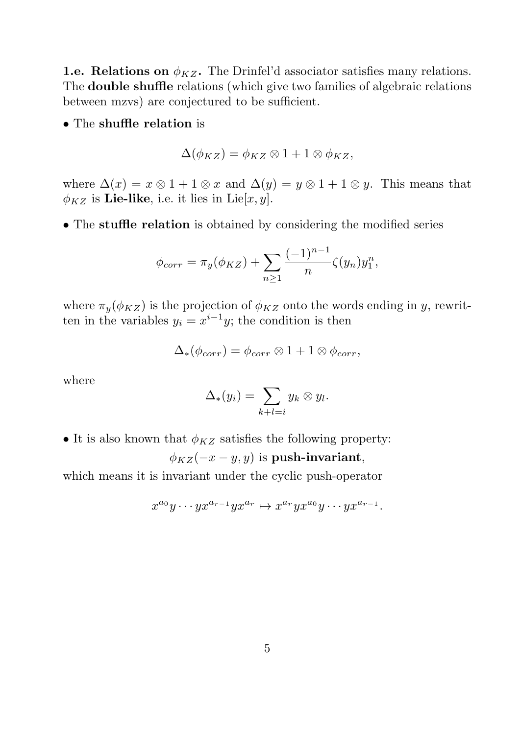**1.e. Relations on $\phi_{KZ}$.** The Drinfel'd associator satisfies many relations. The **double shuffle** relations (which give two families of algebraic relations between mzvs) are conjectured to be sufficient.

• The **shuffle relation** is

$$\Delta(\phi_{KZ}) = \phi_{KZ} \otimes 1 + 1 \otimes \phi_{KZ},$$

where $\Delta(x) = x \otimes 1 + 1 \otimes x$ and $\Delta(y) = y \otimes 1 + 1 \otimes y$. This means that $\phi_{KZ}$ is **Lie-like**, i.e. it lies in $\mathrm{Lie}[x, y]$.

• The **stuffle relation** is obtained by considering the modified series

$$\phi_{corr} = \pi_y(\phi_{KZ}) + \sum_{n \geq 1} \frac{(-1)^{n-1}}{n} \zeta(y_n) y_1^n,$$

where $\pi_y(\phi_{KZ})$ is the projection of $\phi_{KZ}$ onto the words ending in $y$, rewritten in the variables $y_i = x^{i-1}y$; the condition is then

$$\Delta_*(\phi_{corr}) = \phi_{corr} \otimes 1 + 1 \otimes \phi_{corr},$$

where

$$\Delta_*(y_i) = \sum_{k+l=i} y_k \otimes y_l.$$

• It is also known that $\phi_{KZ}$ satisfies the following property:

$\phi_{KZ}(-x-y, y)$ is **push-invariant**,

which means it is invariant under the cyclic push-operator

$$x^{a_0} y \cdots y x^{a_{r-1}} y x^{a_r} \mapsto x^{a_r} y x^{a_0} y \cdots y x^{a_{r-1}}.$$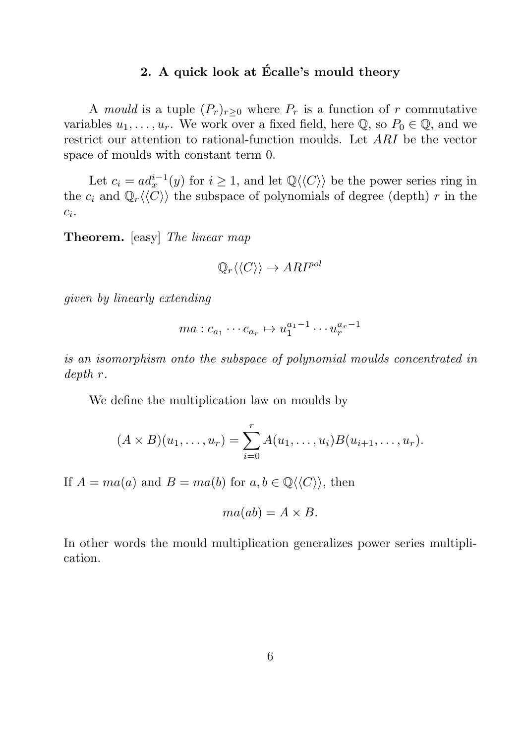## 2. A quick look at Écalle's mould theory

A *mould* is a tuple $(P_r)_{r\geq 0}$ where $P_r$ is a function of $r$ commutative variables $u_1, \ldots, u_r$. We work over a fixed field, here $\mathbb{Q}$, so $P_0 \in \mathbb{Q}$, and we restrict our attention to rational-function moulds. Let $ARI$ be the vector space of moulds with constant term 0.

Let $c_i = ad_x^{i-1}(y)$ for $i \geq 1$, and let $\mathbb{Q}\langle\langle C\rangle\rangle$ be the power series ring in the $c_i$ and $\mathbb{Q}_r\langle\langle C\rangle\rangle$ the subspace of polynomials of degree (depth) $r$ in the $c_i$.

**Theorem.** [easy] *The linear map*

$$\mathbb{Q}_r\langle\langle C\rangle\rangle \to ARI^{pol}$$

*given by linearly extending*

$$ma : c_{a_1} \cdots c_{a_r} \mapsto u_1^{a_1-1} \cdots u_r^{a_r-1}$$

*is an isomorphism onto the subspace of polynomial moulds concentrated in depth $r$.*

We define the multiplication law on moulds by

$$(A \times B)(u_1, \ldots, u_r) = \sum_{i=0}^{r} A(u_1, \ldots, u_i)B(u_{i+1}, \ldots, u_r).$$

If $A = ma(a)$ and $B = ma(b)$ for $a, b \in \mathbb{Q}\langle\langle C\rangle\rangle$, then

$$ma(ab) = A \times B.$$

In other words the mould multiplication generalizes power series multiplication.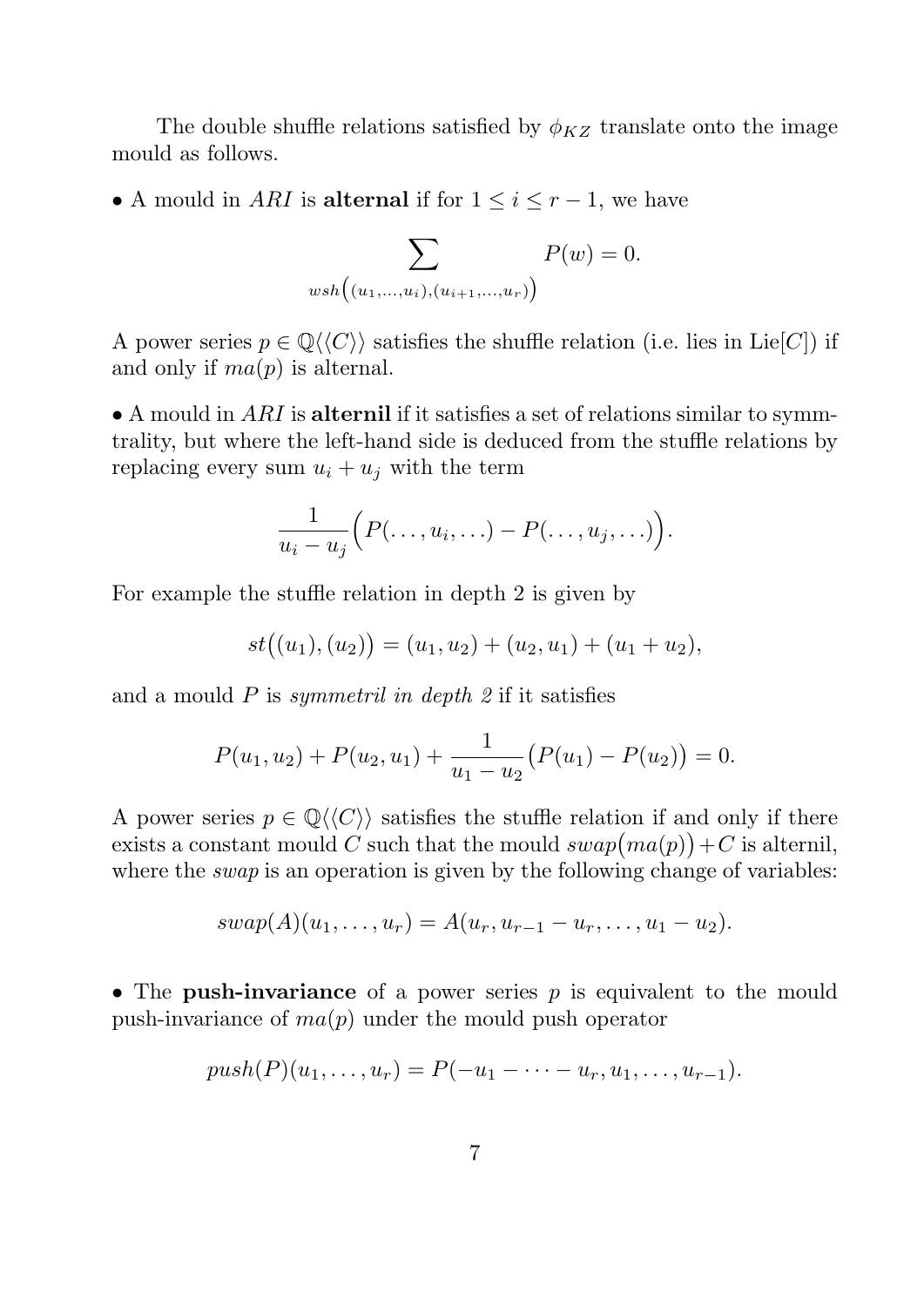The double shuffle relations satisfied by $\phi_{KZ}$ translate onto the image mould as follows.

• A mould in $ARI$ is **alternal** if for $1 \leq i \leq r-1$, we have

$$\sum_{wsh\big((u_1,\ldots,u_i),(u_{i+1},\ldots,u_r)\big)} P(w) = 0.$$

A power series $p \in \mathbb{Q}\langle\langle C\rangle\rangle$ satisfies the shuffle relation (i.e. lies in $\mathrm{Lie}[C]$) if and only if $ma(p)$ is alternal.

• A mould in $ARI$ is **alternil** if it satisfies a set of relations similar to symmtrality, but where the left-hand side is deduced from the stuffle relations by replacing every sum $u_i + u_j$ with the term

$$\frac{1}{u_i - u_j}\Big(P(\ldots,u_i,\ldots) - P(\ldots,u_j,\ldots)\Big).$$

For example the stuffle relation in depth 2 is given by

$$st\big((u_1),(u_2)\big) = (u_1,u_2) + (u_2,u_1) + (u_1+u_2),$$

and a mould $P$ is *symmetril in depth 2* if it satisfies

$$P(u_1,u_2) + P(u_2,u_1) + \frac{1}{u_1-u_2}\big(P(u_1) - P(u_2)\big) = 0.$$

A power series $p \in \mathbb{Q}\langle\langle C\rangle\rangle$ satisfies the stuffle relation if and only if there exists a constant mould $C$ such that the mould $swap\big(ma(p)\big) + C$ is alternil, where the *swap* is an operation is given by the following change of variables:

$$swap(A)(u_1,\ldots,u_r) = A(u_r, u_{r-1}-u_r, \ldots, u_1-u_2).$$

• The **push-invariance** of a power series $p$ is equivalent to the mould push-invariance of $ma(p)$ under the mould push operator

$$push(P)(u_1,\ldots,u_r) = P(-u_1-\cdots-u_r, u_1, \ldots, u_{r-1}).$$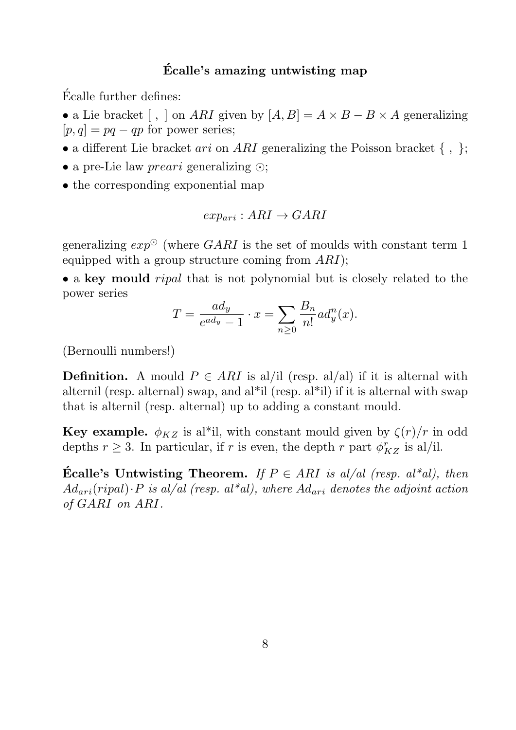## Écalle's amazing untwisting map

Écalle further defines:

- a Lie bracket [ , ] on $ARI$ given by $[A,B] = A \times B - B \times A$ generalizing $[p,q] = pq - qp$ for power series;
- a different Lie bracket $ari$ on $ARI$ generalizing the Poisson bracket { , };
- a pre-Lie law $preari$ generalizing $\odot$;
- the corresponding exponential map

$$exp_{ari} : ARI \to GARI$$

generalizing $exp^{\odot}$ (where $GARI$ is the set of moulds with constant term 1 equipped with a group structure coming from $ARI$);

- a **key mould** $ripal$ that is not polynomial but is closely related to the power series

$$T = \frac{ad_y}{e^{ad_y} - 1} \cdot x = \sum_{n \geq 0} \frac{B_n}{n!} ad_y^n(x).$$

(Bernoulli numbers!)

**Definition.** A mould $P \in ARI$ is al/il (resp. al/al) if it is alternal with alternil (resp. alternal) swap, and al*il (resp. al*il) if it is alternal with swap that is alternil (resp. alternal) up to adding a constant mould.

**Key example.** $\phi_{KZ}$ is al*il, with constant mould given by $\zeta(r)/r$ in odd depths $r \geq 3$. In particular, if $r$ is even, the depth $r$ part $\phi_{KZ}^r$ is al/il.

**Écalle's Untwisting Theorem.** *If $P \in ARI$ is al/al (resp. al*al), then $Ad_{ari}(ripal) \cdot P$ is al/al (resp. al*al), where $Ad_{ari}$ denotes the adjoint action of $GARI$ on $ARI$.*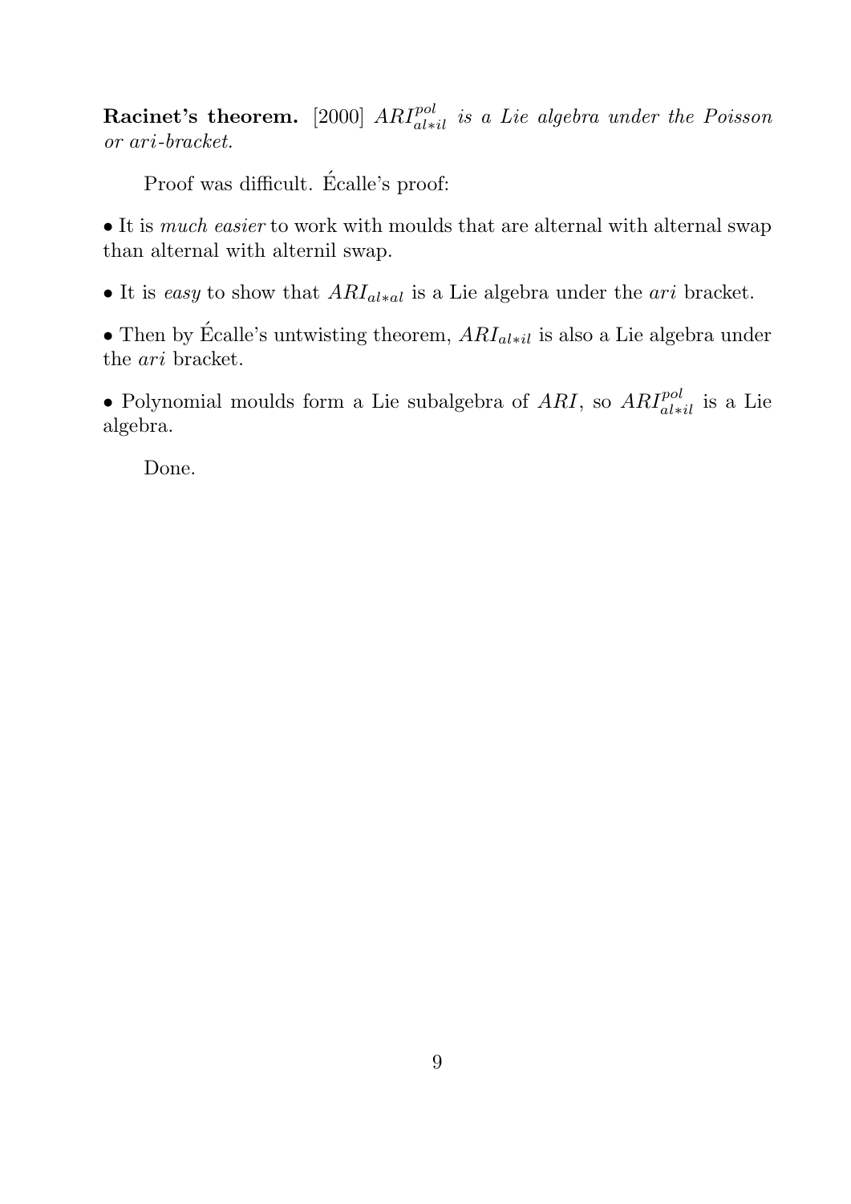**Racinet's theorem.** [2000] *$ARI^{pol}_{al*il}$ is a Lie algebra under the Poisson or ari-bracket.*

Proof was difficult. Écalle's proof:

• It is *much easier* to work with moulds that are alternal with alternal swap than alternal with alternil swap.

• It is *easy* to show that $ARI_{al*al}$ is a Lie algebra under the *ari* bracket.

• Then by Écalle's untwisting theorem, $ARI_{al*il}$ is also a Lie algebra under the *ari* bracket.

• Polynomial moulds form a Lie subalgebra of $ARI$, so $ARI^{pol}_{al*il}$ is a Lie algebra.

Done.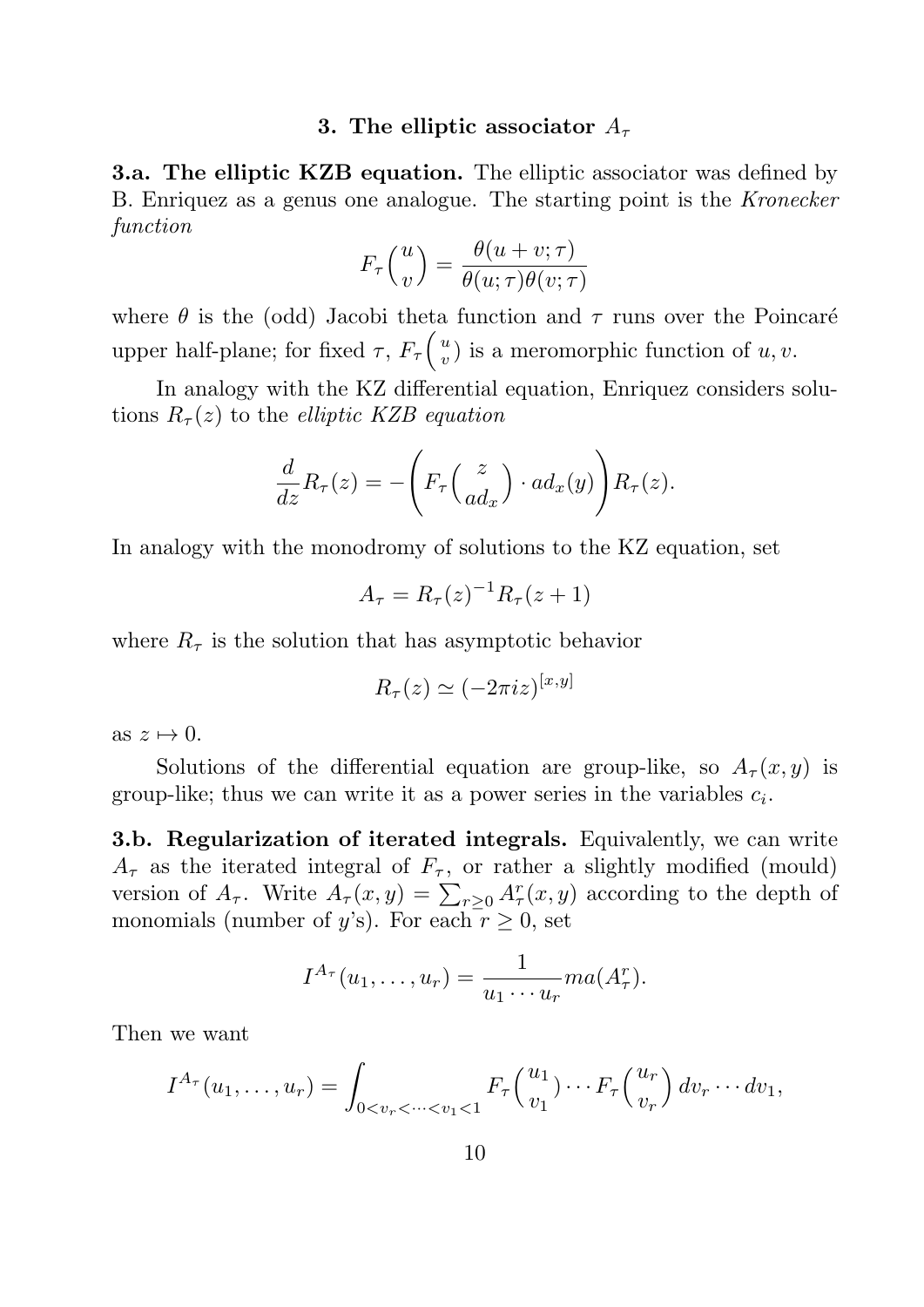### 3. The elliptic associator $A_\tau$

**3.a. The elliptic KZB equation.** The elliptic associator was defined by B. Enriquez as a genus one analogue. The starting point is the *Kronecker function*

$$F_\tau\binom{u}{v} = \frac{\theta(u+v;\tau)}{\theta(u;\tau)\theta(v;\tau)}$$

where $\theta$ is the (odd) Jacobi theta function and $\tau$ runs over the Poincaré upper half-plane; for fixed $\tau$, $F_\tau\binom{u}{v}$ is a meromorphic function of $u, v$.

In analogy with the KZ differential equation, Enriquez considers solutions $R_\tau(z)$ to the *elliptic KZB equation*

$$\frac{d}{dz}R_\tau(z) = -\left(F_\tau\binom{z}{ad_x} \cdot ad_x(y)\right)R_\tau(z).$$

In analogy with the monodromy of solutions to the KZ equation, set

$$A_\tau = R_\tau(z)^{-1}R_\tau(z+1)$$

where $R_\tau$ is the solution that has asymptotic behavior

$$R_\tau(z) \simeq (-2\pi i z)^{[x,y]}$$

as $z \mapsto 0$.

Solutions of the differential equation are group-like, so $A_\tau(x,y)$ is group-like; thus we can write it as a power series in the variables $c_i$.

**3.b. Regularization of iterated integrals.** Equivalently, we can write $A_\tau$ as the iterated integral of $F_\tau$, or rather a slightly modified (mould) version of $A_\tau$. Write $A_\tau(x,y) = \sum_{r\geq 0} A_\tau^r(x,y)$ according to the depth of monomials (number of $y$'s). For each $r \geq 0$, set

$$I^{A_\tau}(u_1,\ldots,u_r) = \frac{1}{u_1\cdots u_r}ma(A_\tau^r).$$

Then we want

$$I^{A_\tau}(u_1,\ldots,u_r) = \int_{0<v_r<\cdots<v_1<1} F_\tau\binom{u_1}{v_1}\cdots F_\tau\binom{u_r}{v_r}\, dv_r\cdots dv_1,$$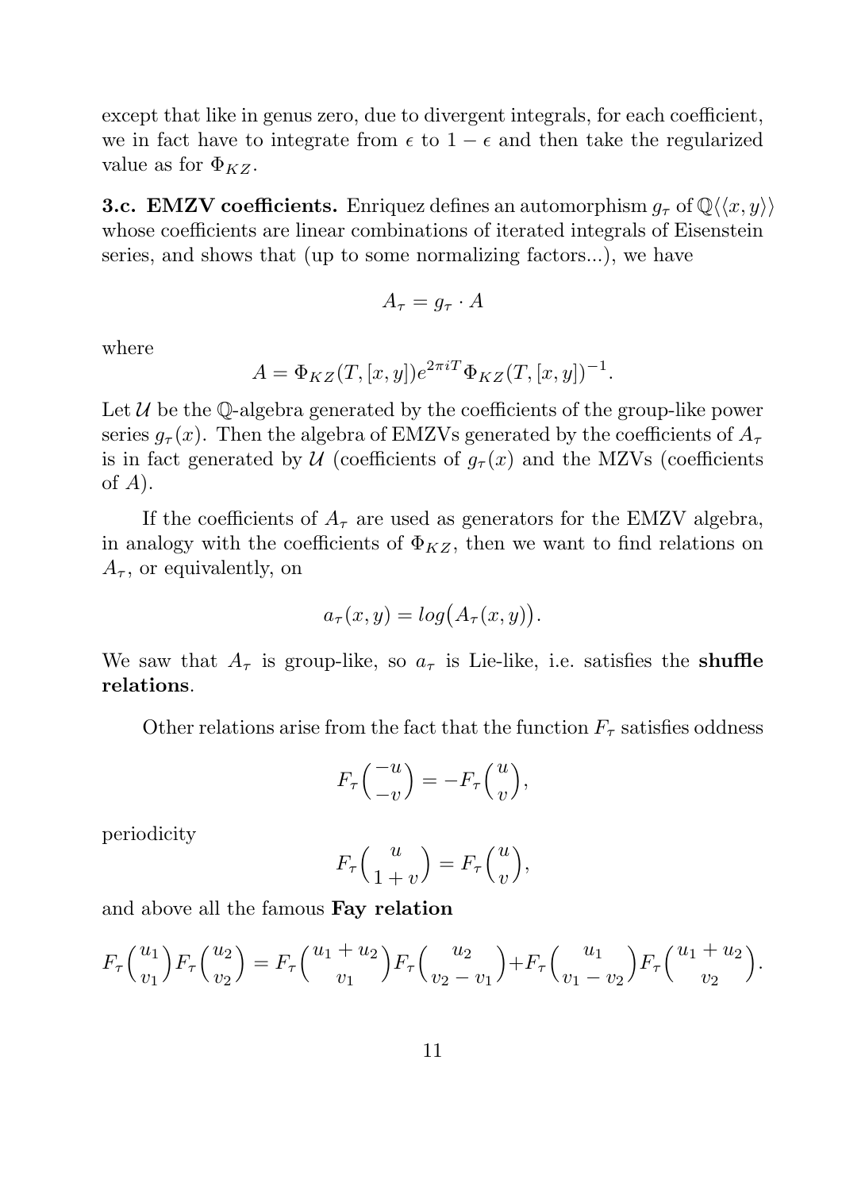except that like in genus zero, due to divergent integrals, for each coefficient, we in fact have to integrate from $\epsilon$ to $1-\epsilon$ and then take the regularized value as for $\Phi_{KZ}$.

**3.c. EMZV coefficients.** Enriquez defines an automorphism $g_\tau$ of $\mathbb{Q}\langle\langle x, y\rangle\rangle$ whose coefficients are linear combinations of iterated integrals of Eisenstein series, and shows that (up to some normalizing factors...), we have

$$A_\tau = g_\tau \cdot A$$

where

$$A = \Phi_{KZ}(T, [x, y]) e^{2\pi i T} \Phi_{KZ}(T, [x, y])^{-1}.$$

Let $\mathcal{U}$ be the $\mathbb{Q}$-algebra generated by the coefficients of the group-like power series $g_\tau(x)$. Then the algebra of EMZVs generated by the coefficients of $A_\tau$ is in fact generated by $\mathcal{U}$ (coefficients of $g_\tau(x)$ and the MZVs (coefficients of $A$).

If the coefficients of $A_\tau$ are used as generators for the EMZV algebra, in analogy with the coefficients of $\Phi_{KZ}$, then we want to find relations on $A_\tau$, or equivalently, on

$$a_\tau(x, y) = log\big(A_\tau(x, y)\big).$$

We saw that $A_\tau$ is group-like, so $a_\tau$ is Lie-like, i.e. satisfies the **shuffle relations**.

Other relations arise from the fact that the function $F_\tau$ satisfies oddness

$$F_\tau\binom{-u}{-v} = -F_\tau\binom{u}{v},$$

periodicity

$$F_\tau\binom{u}{1+v} = F_\tau\binom{u}{v},$$

and above all the famous **Fay relation**

$$F_\tau\binom{u_1}{v_1}F_\tau\binom{u_2}{v_2} = F_\tau\binom{u_1+u_2}{v_1}F_\tau\binom{u_2}{v_2-v_1} + F_\tau\binom{u_1}{v_1-v_2}F_\tau\binom{u_1+u_2}{v_2}.$$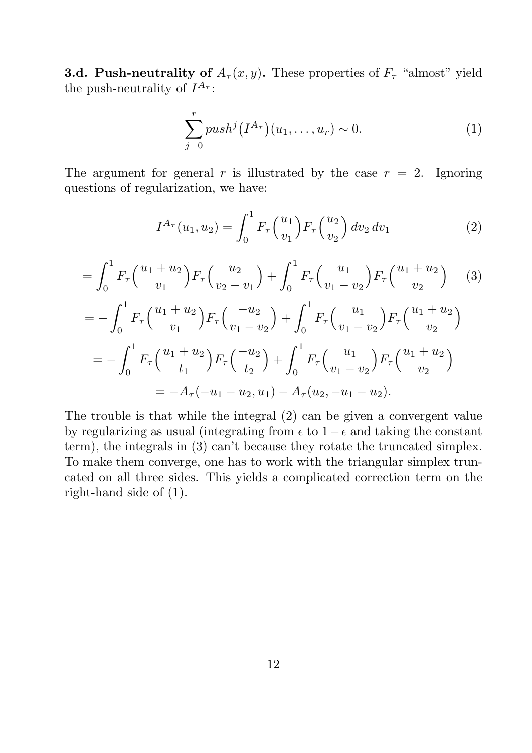**3.d. Push-neutrality of $A_\tau(x,y)$.** These properties of $F_\tau$ "almost" yield the push-neutrality of $I^{A_\tau}$:

$$\sum_{j=0}^{r} push^j\big(I^{A_\tau}\big)(u_1,\ldots,u_r) \sim 0. \tag{1}$$

The argument for general $r$ is illustrated by the case $r=2$. Ignoring questions of regularization, we have:

$$I^{A_\tau}(u_1,u_2) = \int_0^1 F_\tau\binom{u_1}{v_1} F_\tau\binom{u_2}{v_2}\, dv_2\, dv_1 \tag{2}$$

$$= \int_0^1 F_\tau\binom{u_1+u_2}{v_1} F_\tau\binom{u_2}{v_2-v_1} + \int_0^1 F_\tau\binom{u_1}{v_1-v_2} F_\tau\binom{u_1+u_2}{v_2} \tag{3}$$

$$= -\int_0^1 F_\tau\binom{u_1+u_2}{v_1} F_\tau\binom{-u_2}{v_1-v_2} + \int_0^1 F_\tau\binom{u_1}{v_1-v_2} F_\tau\binom{u_1+u_2}{v_2}$$

$$= -\int_0^1 F_\tau\binom{u_1+u_2}{t_1} F_\tau\binom{-u_2}{t_2} + \int_0^1 F_\tau\binom{u_1}{v_1-v_2} F_\tau\binom{u_1+u_2}{v_2}$$

$$= -A_\tau(-u_1-u_2,u_1) - A_\tau(u_2,-u_1-u_2).$$

The trouble is that while the integral (2) can be given a convergent value by regularizing as usual (integrating from $\epsilon$ to $1-\epsilon$ and taking the constant term), the integrals in (3) can't because they rotate the truncated simplex. To make them converge, one has to work with the triangular simplex truncated on all three sides. This yields a complicated correction term on the right-hand side of (1).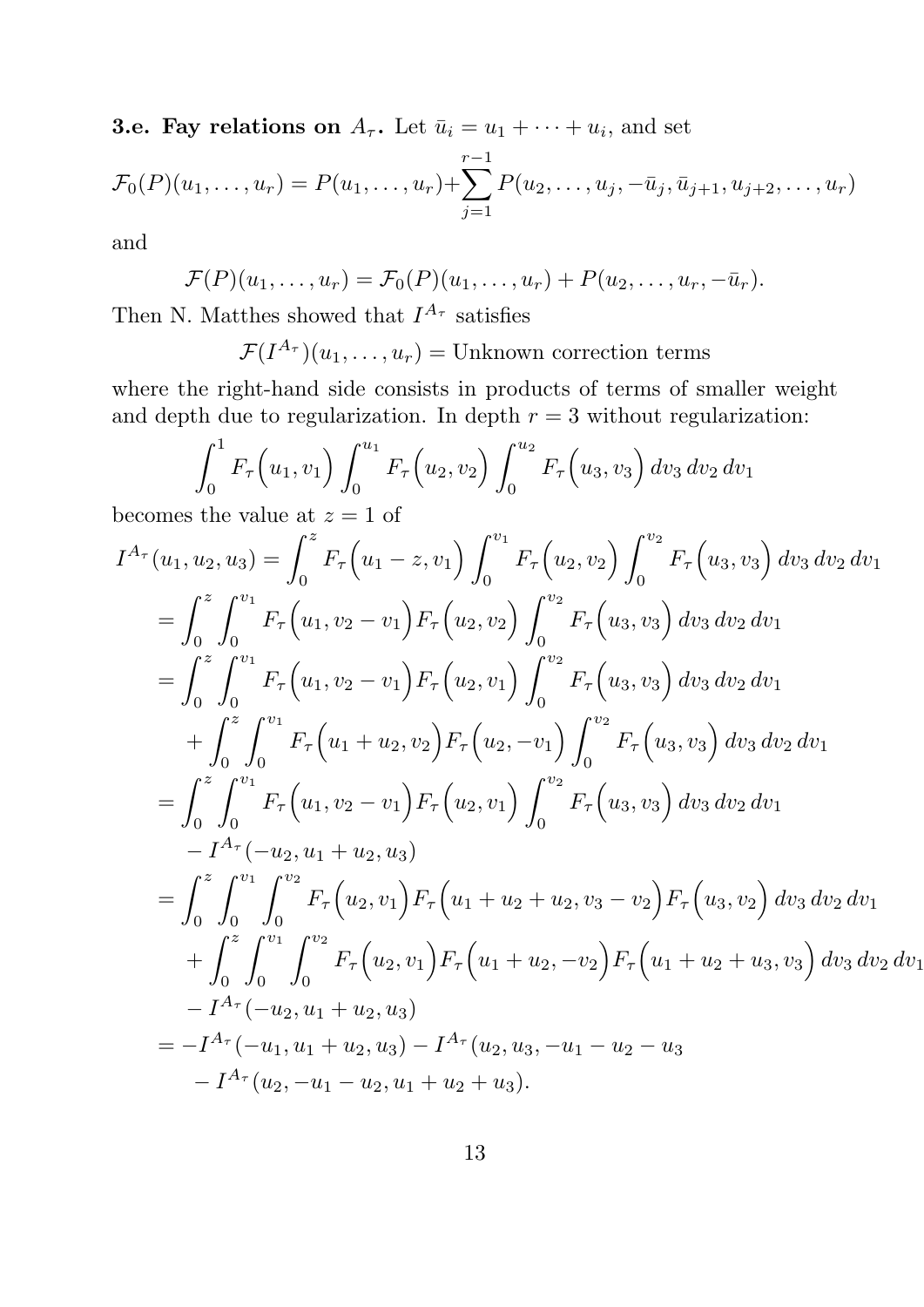**3.e. Fay relations on $A_\tau$.** Let $\bar{u}_i = u_1 + \cdots + u_i$, and set

$$\mathcal{F}_0(P)(u_1,\ldots,u_r) = P(u_1,\ldots,u_r) + \sum_{j=1}^{r-1} P(u_2,\ldots,u_j,-\bar{u}_j,\bar{u}_{j+1},u_{j+2},\ldots,u_r)$$

and

$$\mathcal{F}(P)(u_1,\ldots,u_r) = \mathcal{F}_0(P)(u_1,\ldots,u_r) + P(u_2,\ldots,u_r,-\bar{u}_r).$$

Then N. Matthes showed that $I^{A_\tau}$ satisfies

$$\mathcal{F}(I^{A_\tau})(u_1,\ldots,u_r) = \text{Unknown correction terms}$$

where the right-hand side consists in products of terms of smaller weight and depth due to regularization. In depth $r=3$ without regularization:

$$\int_0^1 F_\tau\Big(u_1,v_1\Big)\int_0^{u_1} F_\tau\Big(u_2,v_2\Big)\int_0^{u_2} F_\tau\Big(u_3,v_3\Big)\,dv_3\,dv_2\,dv_1$$

becomes the value at $z=1$ of

$$\begin{aligned}
I^{A_\tau}(u_1,u_2,u_3) &= \int_0^z F_\tau\Big(u_1 - z, v_1\Big)\int_0^{v_1} F_\tau\Big(u_2,v_2\Big)\int_0^{v_2} F_\tau\Big(u_3,v_3\Big)\,dv_3\,dv_2\,dv_1 \\
&= \int_0^z\int_0^{v_1} F_\tau\Big(u_1, v_2 - v_1\Big)F_\tau\Big(u_2,v_2\Big)\int_0^{v_2} F_\tau\Big(u_3,v_3\Big)\,dv_3\,dv_2\,dv_1 \\
&= \int_0^z\int_0^{v_1} F_\tau\Big(u_1, v_2 - v_1\Big)F_\tau\Big(u_2,v_1\Big)\int_0^{v_2} F_\tau\Big(u_3,v_3\Big)\,dv_3\,dv_2\,dv_1 \\
&\quad + \int_0^z\int_0^{v_1} F_\tau\Big(u_1 + u_2, v_2\Big)F_\tau\Big(u_2,-v_1\Big)\int_0^{v_2} F_\tau\Big(u_3,v_3\Big)\,dv_3\,dv_2\,dv_1 \\
&= \int_0^z\int_0^{v_1} F_\tau\Big(u_1, v_2 - v_1\Big)F_\tau\Big(u_2,v_1\Big)\int_0^{v_2} F_\tau\Big(u_3,v_3\Big)\,dv_3\,dv_2\,dv_1 \\
&\quad - I^{A_\tau}(-u_2, u_1+u_2, u_3) \\
&= \int_0^z\int_0^{v_1}\int_0^{v_2} F_\tau\Big(u_2,v_1\Big)F_\tau\Big(u_1+u_2+u_2, v_3 - v_2\Big)F_\tau\Big(u_3,v_2\Big)\,dv_3\,dv_2\,dv_1 \\
&\quad + \int_0^z\int_0^{v_1}\int_0^{v_2} F_\tau\Big(u_2,v_1\Big)F_\tau\Big(u_1+u_2,-v_2\Big)F_\tau\Big(u_1+u_2+u_3,v_3\Big)\,dv_3\,dv_2\,dv_1 \\
&\quad - I^{A_\tau}(-u_2, u_1+u_2, u_3) \\
&= -I^{A_\tau}(-u_1, u_1+u_2, u_3) - I^{A_\tau}(u_2, u_3, -u_1-u_2-u_3 \\
&\quad - I^{A_\tau}(u_2, -u_1-u_2, u_1+u_2+u_3).
\end{aligned}$$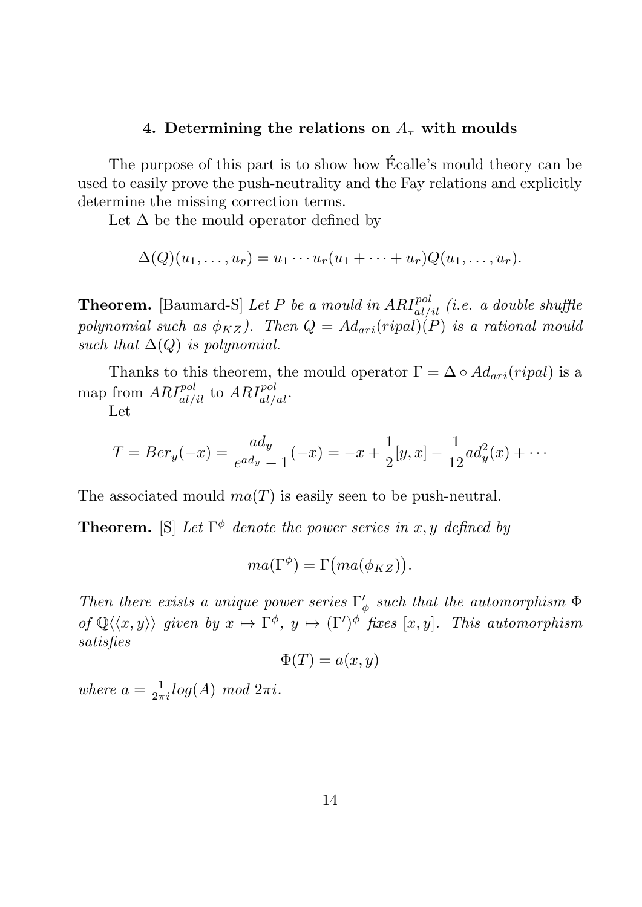## 4. Determining the relations on $A_\tau$ with moulds

The purpose of this part is to show how Écalle's mould theory can be used to easily prove the push-neutrality and the Fay relations and explicitly determine the missing correction terms.

Let $\Delta$ be the mould operator defined by

$$\Delta(Q)(u_1,\ldots,u_r) = u_1\cdots u_r(u_1+\cdots+u_r)Q(u_1,\ldots,u_r).$$

**Theorem.** [Baumard-S] *Let $P$ be a mould in $ARI^{pol}_{al/il}$ (i.e. a double shuffle polynomial such as $\phi_{KZ}$). Then $Q = Ad_{ari}(ripal)(P)$ is a rational mould such that $\Delta(Q)$ is polynomial.*

Thanks to this theorem, the mould operator $\Gamma = \Delta \circ Ad_{ari}(ripal)$ is a map from $ARI^{pol}_{al/il}$ to $ARI^{pol}_{al/al}$.

Let

$$T = Ber_y(-x) = \frac{ad_y}{e^{ad_y}-1}(-x) = -x + \frac{1}{2}[y,x] - \frac{1}{12}ad_y^2(x) + \cdots$$

The associated mould $ma(T)$ is easily seen to be push-neutral.

**Theorem.** [S] *Let $\Gamma^\phi$ denote the power series in $x,y$ defined by*

$$ma(\Gamma^\phi) = \Gamma\big(ma(\phi_{KZ})\big).$$

*Then there exists a unique power series $\Gamma'_\phi$ such that the automorphism $\Phi$ of $\mathbb{Q}\langle\langle x,y\rangle\rangle$ given by $x \mapsto \Gamma^\phi$, $y \mapsto (\Gamma')^\phi$ fixes $[x,y]$. This automorphism satisfies*

$$\Phi(T) = a(x,y)$$

*where $a = \frac{1}{2\pi i}log(A)$ mod $2\pi i$.*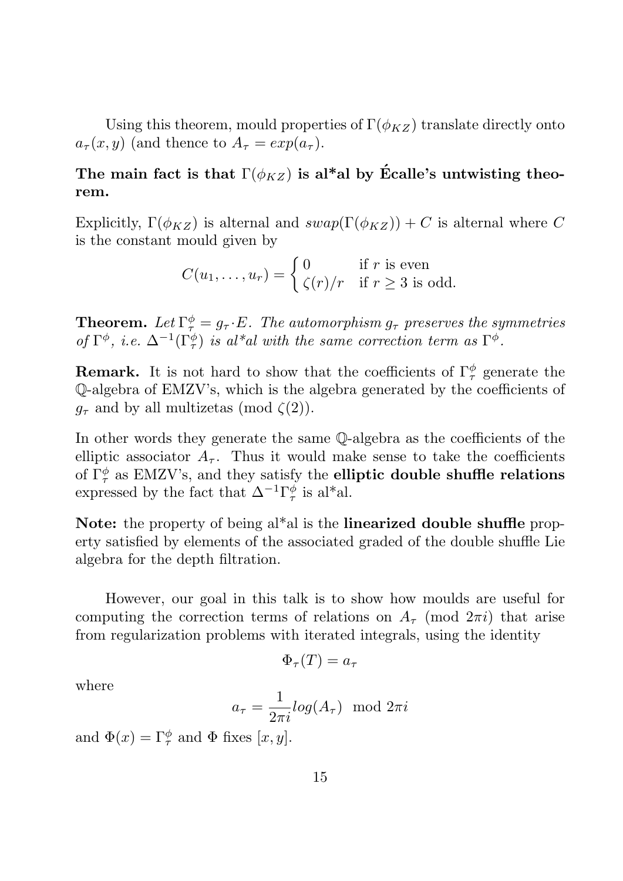Using this theorem, mould properties of $\Gamma(\phi_{KZ})$ translate directly onto $a_\tau(x,y)$ (and thence to $A_\tau = exp(a_\tau)$.

**The main fact is that $\Gamma(\phi_{KZ})$ is al*al by Écalle's untwisting theorem.**

Explicitly, $\Gamma(\phi_{KZ})$ is alternal and $swap(\Gamma(\phi_{KZ})) + C$ is alternal where $C$ is the constant mould given by

$$C(u_1, \ldots, u_r) = \begin{cases} 0 & \text{if } r \text{ is even} \\ \zeta(r)/r & \text{if } r \geq 3 \text{ is odd.} \end{cases}$$

**Theorem.** *Let $\Gamma^\phi_\tau = g_\tau \cdot E$. The automorphism $g_\tau$ preserves the symmetries of $\Gamma^\phi$, i.e. $\Delta^{-1}(\Gamma^\phi_\tau)$ is al*al with the same correction term as $\Gamma^\phi$.*

**Remark.** It is not hard to show that the coefficients of $\Gamma^\phi_\tau$ generate the $\mathbb{Q}$-algebra of EMZV's, which is the algebra generated by the coefficients of $g_\tau$ and by all multizetas (mod $\zeta(2)$).

In other words they generate the same $\mathbb{Q}$-algebra as the coefficients of the elliptic associator $A_\tau$. Thus it would make sense to take the coefficients of $\Gamma^\phi_\tau$ as EMZV's, and they satisfy the **elliptic double shuffle relations** expressed by the fact that $\Delta^{-1}\Gamma^\phi_\tau$ is al*al.

**Note:** the property of being al*al is the **linearized double shuffle** property satisfied by elements of the associated graded of the double shuffle Lie algebra for the depth filtration.

However, our goal in this talk is to show how moulds are useful for computing the correction terms of relations on $A_\tau$ (mod $2\pi i$) that arise from regularization problems with iterated integrals, using the identity

$$\Phi_\tau(T) = a_\tau$$

where

$$a_\tau = \frac{1}{2\pi i} log(A_\tau) \mod 2\pi i$$

and $\Phi(x) = \Gamma^\phi_\tau$ and $\Phi$ fixes $[x, y]$.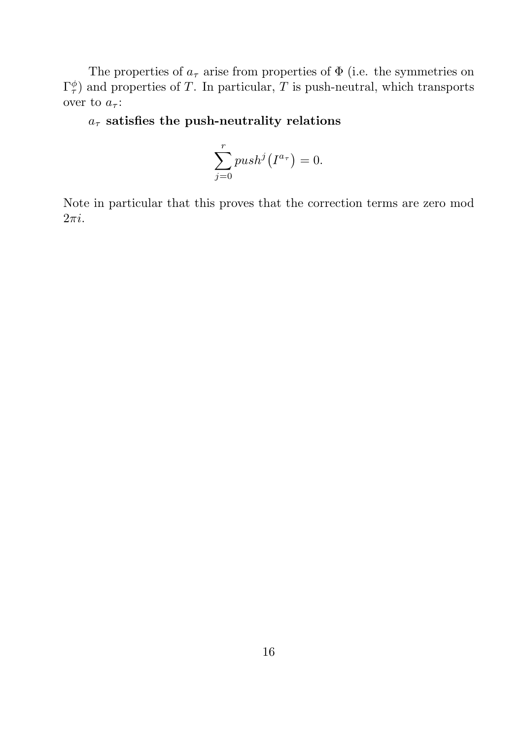The properties of $a_\tau$ arise from properties of $\Phi$ (i.e. the symmetries on $\Gamma_\tau^\phi$) and properties of $T$. In particular, $T$ is push-neutral, which transports over to $a_\tau$:

**$a_\tau$ satisfies the push-neutrality relations**

$$\sum_{j=0}^{r} push^j \left( I^{a_\tau} \right) = 0.$$

Note in particular that this proves that the correction terms are zero mod $2\pi i$.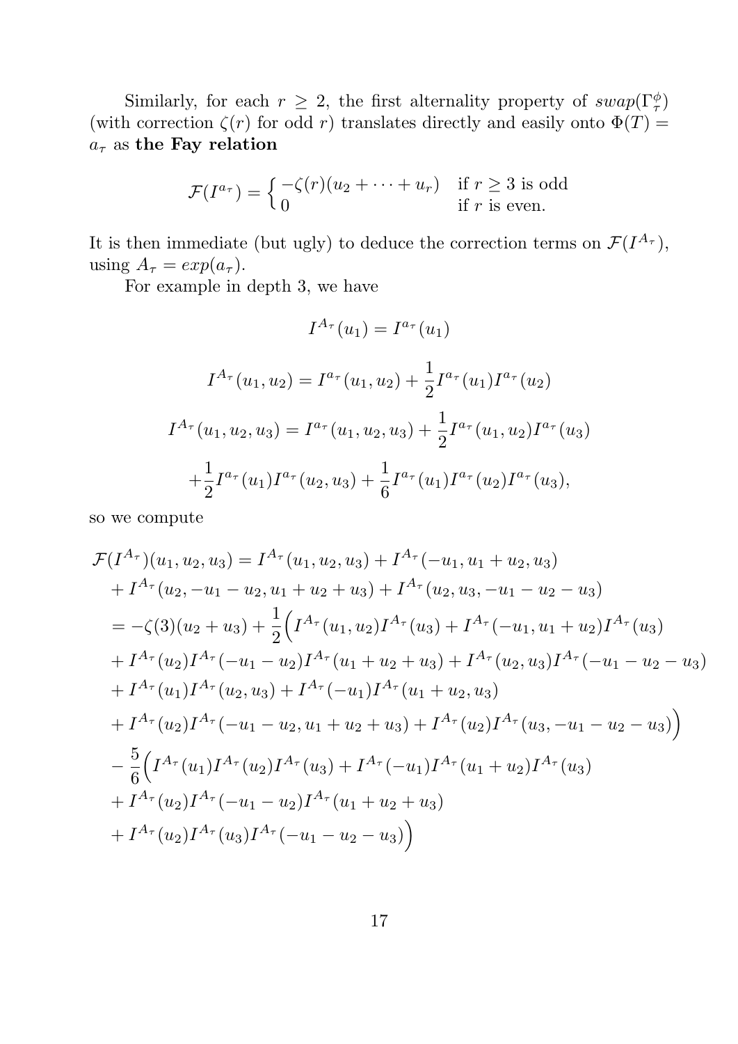Similarly, for each $r \geq 2$, the first alternality property of $swap(\Gamma_\tau^\phi)$ (with correction $\zeta(r)$ for odd $r$) translates directly and easily onto $\Phi(T) = a_\tau$ as **the Fay relation**

$$\mathcal{F}(I^{a_\tau}) = \begin{cases} -\zeta(r)(u_2 + \cdots + u_r) & \text{if } r \geq 3 \text{ is odd} \\ 0 & \text{if } r \text{ is even.} \end{cases}$$

It is then immediate (but ugly) to deduce the correction terms on $\mathcal{F}(I^{A_\tau})$, using $A_\tau = exp(a_\tau)$.

For example in depth 3, we have

$$I^{A_\tau}(u_1) = I^{a_\tau}(u_1)$$

$$I^{A_\tau}(u_1, u_2) = I^{a_\tau}(u_1, u_2) + \frac{1}{2} I^{a_\tau}(u_1) I^{a_\tau}(u_2)$$

$$I^{A_\tau}(u_1, u_2, u_3) = I^{a_\tau}(u_1, u_2, u_3) + \frac{1}{2} I^{a_\tau}(u_1, u_2) I^{a_\tau}(u_3)$$

$$+ \frac{1}{2} I^{a_\tau}(u_1) I^{a_\tau}(u_2, u_3) + \frac{1}{6} I^{a_\tau}(u_1) I^{a_\tau}(u_2) I^{a_\tau}(u_3),$$

so we compute

$$\begin{aligned}
\mathcal{F}(I^{A_\tau})(u_1, u_2, u_3) &= I^{A_\tau}(u_1, u_2, u_3) + I^{A_\tau}(-u_1, u_1 + u_2, u_3) \\
&+ I^{A_\tau}(u_2, -u_1 - u_2, u_1 + u_2 + u_3) + I^{A_\tau}(u_2, u_3, -u_1 - u_2 - u_3) \\
&= -\zeta(3)(u_2 + u_3) + \frac{1}{2}\Big( I^{A_\tau}(u_1, u_2) I^{A_\tau}(u_3) + I^{A_\tau}(-u_1, u_1 + u_2) I^{A_\tau}(u_3) \\
&+ I^{A_\tau}(u_2) I^{A_\tau}(-u_1 - u_2) I^{A_\tau}(u_1 + u_2 + u_3) + I^{A_\tau}(u_2, u_3) I^{A_\tau}(-u_1 - u_2 - u_3) \\
&+ I^{A_\tau}(u_1) I^{A_\tau}(u_2, u_3) + I^{A_\tau}(-u_1) I^{A_\tau}(u_1 + u_2, u_3) \\
&+ I^{A_\tau}(u_2) I^{A_\tau}(-u_1 - u_2, u_1 + u_2 + u_3) + I^{A_\tau}(u_2) I^{A_\tau}(u_3, -u_1 - u_2 - u_3)\Big) \\
&- \frac{5}{6}\Big( I^{A_\tau}(u_1) I^{A_\tau}(u_2) I^{A_\tau}(u_3) + I^{A_\tau}(-u_1) I^{A_\tau}(u_1 + u_2) I^{A_\tau}(u_3) \\
&+ I^{A_\tau}(u_2) I^{A_\tau}(-u_1 - u_2) I^{A_\tau}(u_1 + u_2 + u_3) \\
&+ I^{A_\tau}(u_2) I^{A_\tau}(u_3) I^{A_\tau}(-u_1 - u_2 - u_3)\Big)
\end{aligned}$$